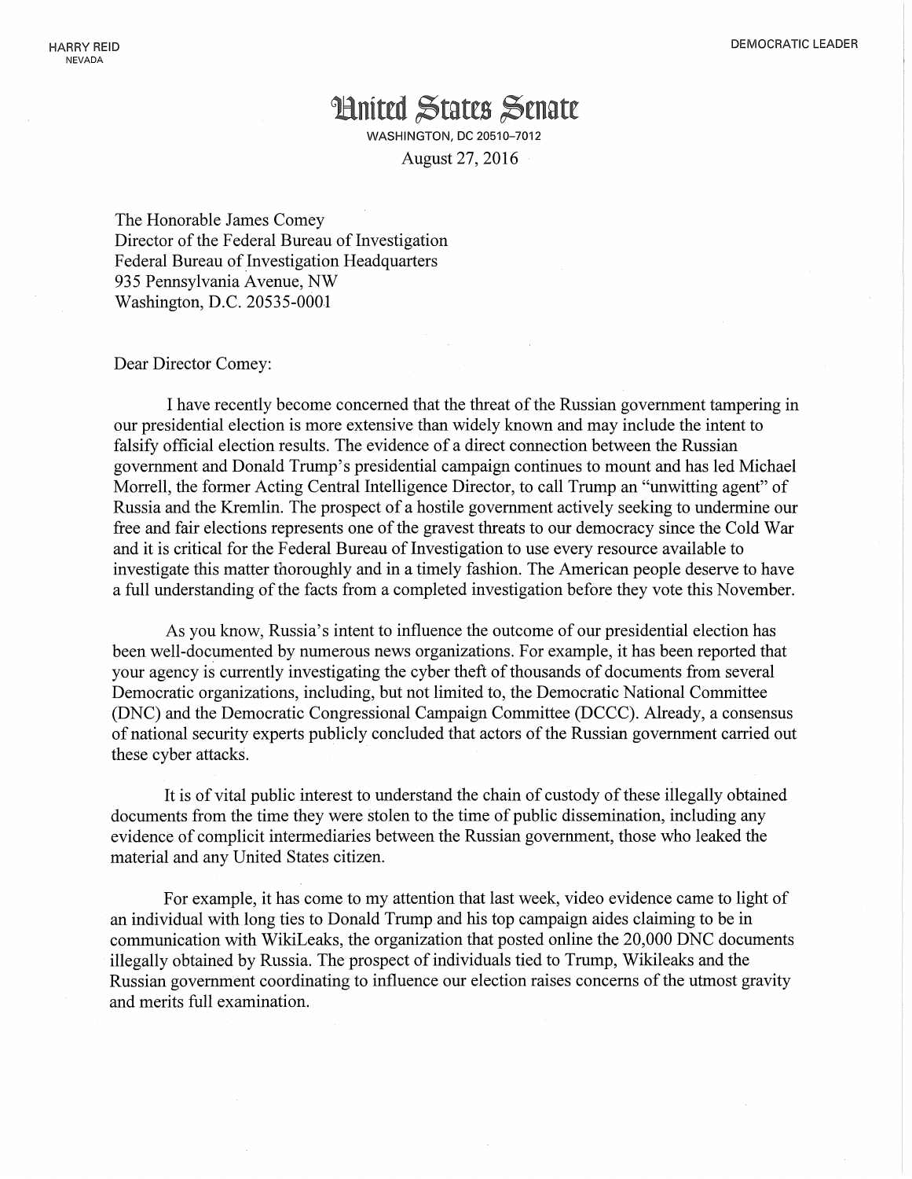HARRY REID
NEVADA

DEMOCRATIC LEADER

# United States Senate

WASHINGTON, DC 20510–7012

August 27, 2016

The Honorable James Comey
Director of the Federal Bureau of Investigation
Federal Bureau of Investigation Headquarters
935 Pennsylvania Avenue, NW
Washington, D.C. 20535-0001

Dear Director Comey:

I have recently become concerned that the threat of the Russian government tampering in our presidential election is more extensive than widely known and may include the intent to falsify official election results. The evidence of a direct connection between the Russian government and Donald Trump's presidential campaign continues to mount and has led Michael Morrell, the former Acting Central Intelligence Director, to call Trump an "unwitting agent" of Russia and the Kremlin. The prospect of a hostile government actively seeking to undermine our free and fair elections represents one of the gravest threats to our democracy since the Cold War and it is critical for the Federal Bureau of Investigation to use every resource available to investigate this matter thoroughly and in a timely fashion. The American people deserve to have a full understanding of the facts from a completed investigation before they vote this November.

As you know, Russia's intent to influence the outcome of our presidential election has been well-documented by numerous news organizations. For example, it has been reported that your agency is currently investigating the cyber theft of thousands of documents from several Democratic organizations, including, but not limited to, the Democratic National Committee (DNC) and the Democratic Congressional Campaign Committee (DCCC). Already, a consensus of national security experts publicly concluded that actors of the Russian government carried out these cyber attacks.

It is of vital public interest to understand the chain of custody of these illegally obtained documents from the time they were stolen to the time of public dissemination, including any evidence of complicit intermediaries between the Russian government, those who leaked the material and any United States citizen.

For example, it has come to my attention that last week, video evidence came to light of an individual with long ties to Donald Trump and his top campaign aides claiming to be in communication with WikiLeaks, the organization that posted online the 20,000 DNC documents illegally obtained by Russia. The prospect of individuals tied to Trump, Wikileaks and the Russian government coordinating to influence our election raises concerns of the utmost gravity and merits full examination.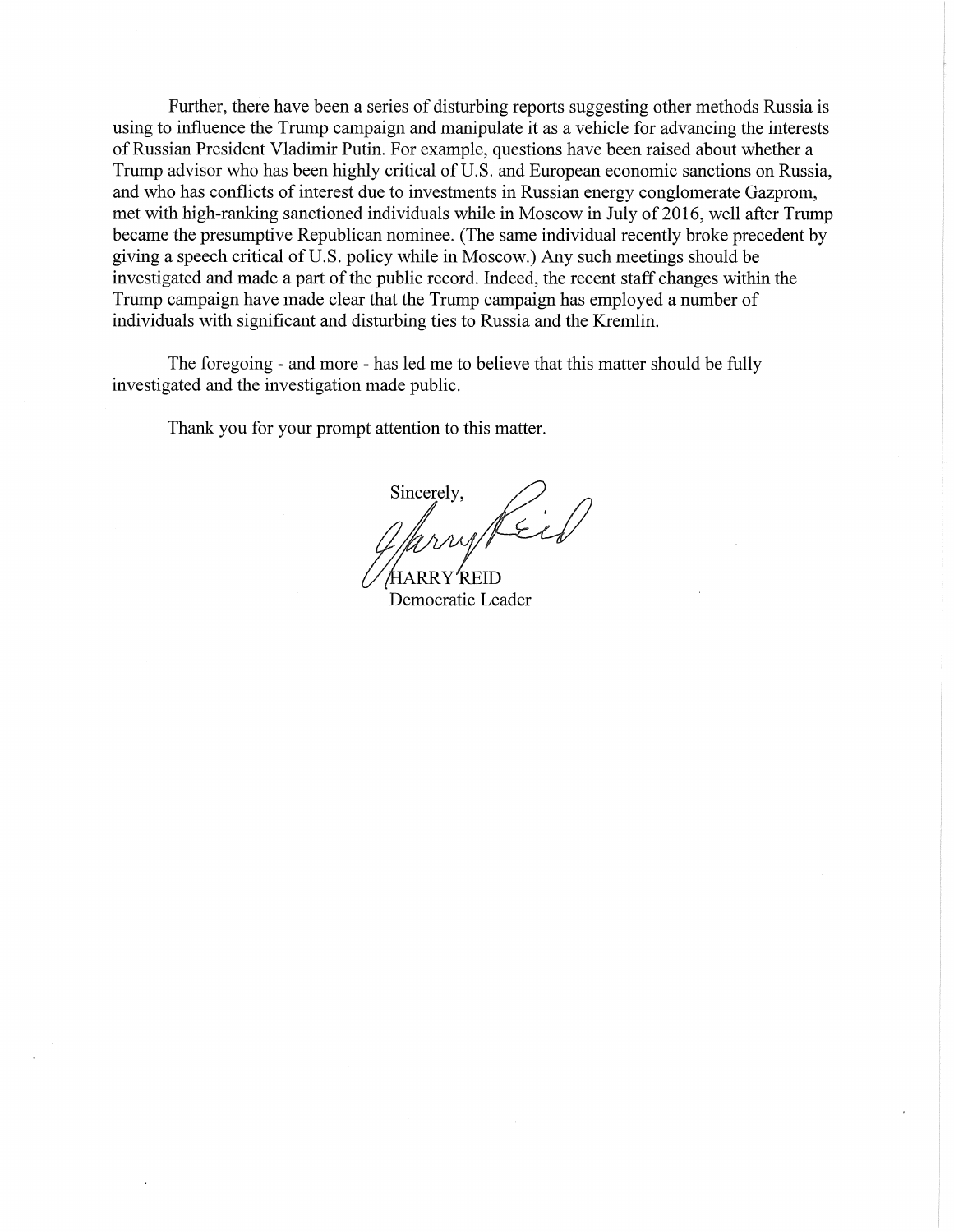Further, there have been a series of disturbing reports suggesting other methods Russia is using to influence the Trump campaign and manipulate it as a vehicle for advancing the interests of Russian President Vladimir Putin. For example, questions have been raised about whether a Trump advisor who has been highly critical of U.S. and European economic sanctions on Russia, and who has conflicts of interest due to investments in Russian energy conglomerate Gazprom, met with high-ranking sanctioned individuals while in Moscow in July of 2016, well after Trump became the presumptive Republican nominee. (The same individual recently broke precedent by giving a speech critical of U.S. policy while in Moscow.) Any such meetings should be investigated and made a part of the public record. Indeed, the recent staff changes within the Trump campaign have made clear that the Trump campaign has employed a number of individuals with significant and disturbing ties to Russia and the Kremlin.

The foregoing - and more - has led me to believe that this matter should be fully investigated and the investigation made public.

Thank you for your prompt attention to this matter.

Sincerely,

HARRY REID
Democratic Leader